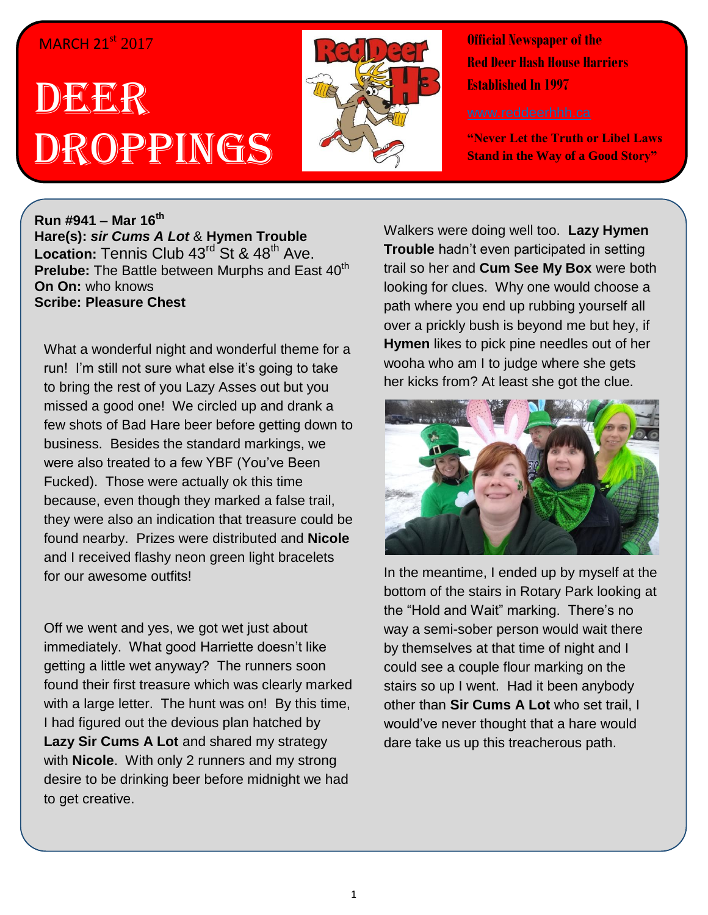MARCH 21st 2017

# DEER DROPPINGS

**Official Newspaper of the Red Deer Hash House Harriers Established In 1997**

www.reddeerhhh.ca

**"Never Let the Truth or Libel Laws Stand in the Way of a Good Story"**

**Run #941 – Mar 16th**
**Hare(s):** ***sir Cums A Lot*** & **Hymen Trouble**
**Location:** Tennis Club 43rd St & 48th Ave.
**Prelube:** The Battle between Murphs and East 40th
**On On:** who knows
**Scribe: Pleasure Chest**

What a wonderful night and wonderful theme for a run! I'm still not sure what else it's going to take to bring the rest of you Lazy Asses out but you missed a good one! We circled up and drank a few shots of Bad Hare beer before getting down to business. Besides the standard markings, we were also treated to a few YBF (You've Been Fucked). Those were actually ok this time because, even though they marked a false trail, they were also an indication that treasure could be found nearby. Prizes were distributed and **Nicole** and I received flashy neon green light bracelets for our awesome outfits!

Off we went and yes, we got wet just about immediately. What good Harriette doesn't like getting a little wet anyway? The runners soon found their first treasure which was clearly marked with a large letter. The hunt was on! By this time, I had figured out the devious plan hatched by **Lazy Sir Cums A Lot** and shared my strategy with **Nicole**. With only 2 runners and my strong desire to be drinking beer before midnight we had to get creative.

Walkers were doing well too. **Lazy Hymen Trouble** hadn't even participated in setting trail so her and **Cum See My Box** were both looking for clues. Why one would choose a path where you end up rubbing yourself all over a prickly bush is beyond me but hey, if **Hymen** likes to pick pine needles out of her wooha who am I to judge where she gets her kicks from? At least she got the clue.

In the meantime, I ended up by myself at the bottom of the stairs in Rotary Park looking at the "Hold and Wait" marking. There's no way a semi-sober person would wait there by themselves at that time of night and I could see a couple flour marking on the stairs so up I went. Had it been anybody other than **Sir Cums A Lot** who set trail, I would've never thought that a hare would dare take us up this treacherous path.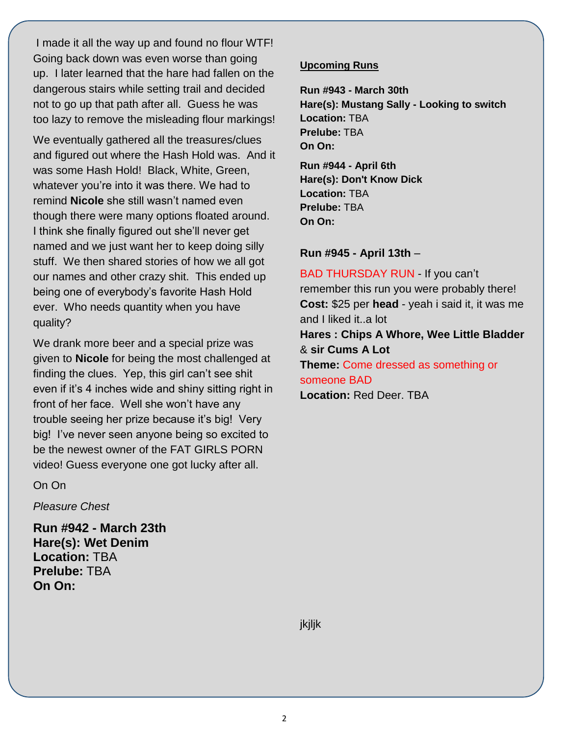I made it all the way up and found no flour WTF! Going back down was even worse than going up. I later learned that the hare had fallen on the dangerous stairs while setting trail and decided not to go up that path after all. Guess he was too lazy to remove the misleading flour markings!

We eventually gathered all the treasures/clues and figured out where the Hash Hold was. And it was some Hash Hold! Black, White, Green, whatever you're into it was there. We had to remind **Nicole** she still wasn't named even though there were many options floated around. I think she finally figured out she'll never get named and we just want her to keep doing silly stuff. We then shared stories of how we all got our names and other crazy shit. This ended up being one of everybody's favorite Hash Hold ever. Who needs quantity when you have quality?

We drank more beer and a special prize was given to **Nicole** for being the most challenged at finding the clues. Yep, this girl can't see shit even if it's 4 inches wide and shiny sitting right in front of her face. Well she won't have any trouble seeing her prize because it's big! Very big! I've never seen anyone being so excited to be the newest owner of the FAT GIRLS PORN video! Guess everyone one got lucky after all.

On On

*Pleasure Chest*

**Run #942 - March 23th**
**Hare(s): Wet Denim**
**Location:** TBA
**Prelube:** TBA
**On On:**

## Upcoming Runs

**Run #943 - March 30th**
**Hare(s): Mustang Sally - Looking to switch**
**Location:** TBA
**Prelube:** TBA
**On On:**

**Run #944 - April 6th**
**Hare(s): Don't Know Dick**
**Location:** TBA
**Prelube:** TBA
**On On:**

**Run #945 - April 13th** –

BAD THURSDAY RUN - If you can't remember this run you were probably there!
**Cost:** $25 per **head** - yeah i said it, it was me and I liked it..a lot
**Hares : Chips A Whore, Wee Little Bladder** & **sir Cums A Lot**
**Theme:** Come dressed as something or someone BAD
**Location:** Red Deer. TBA

jkjljk